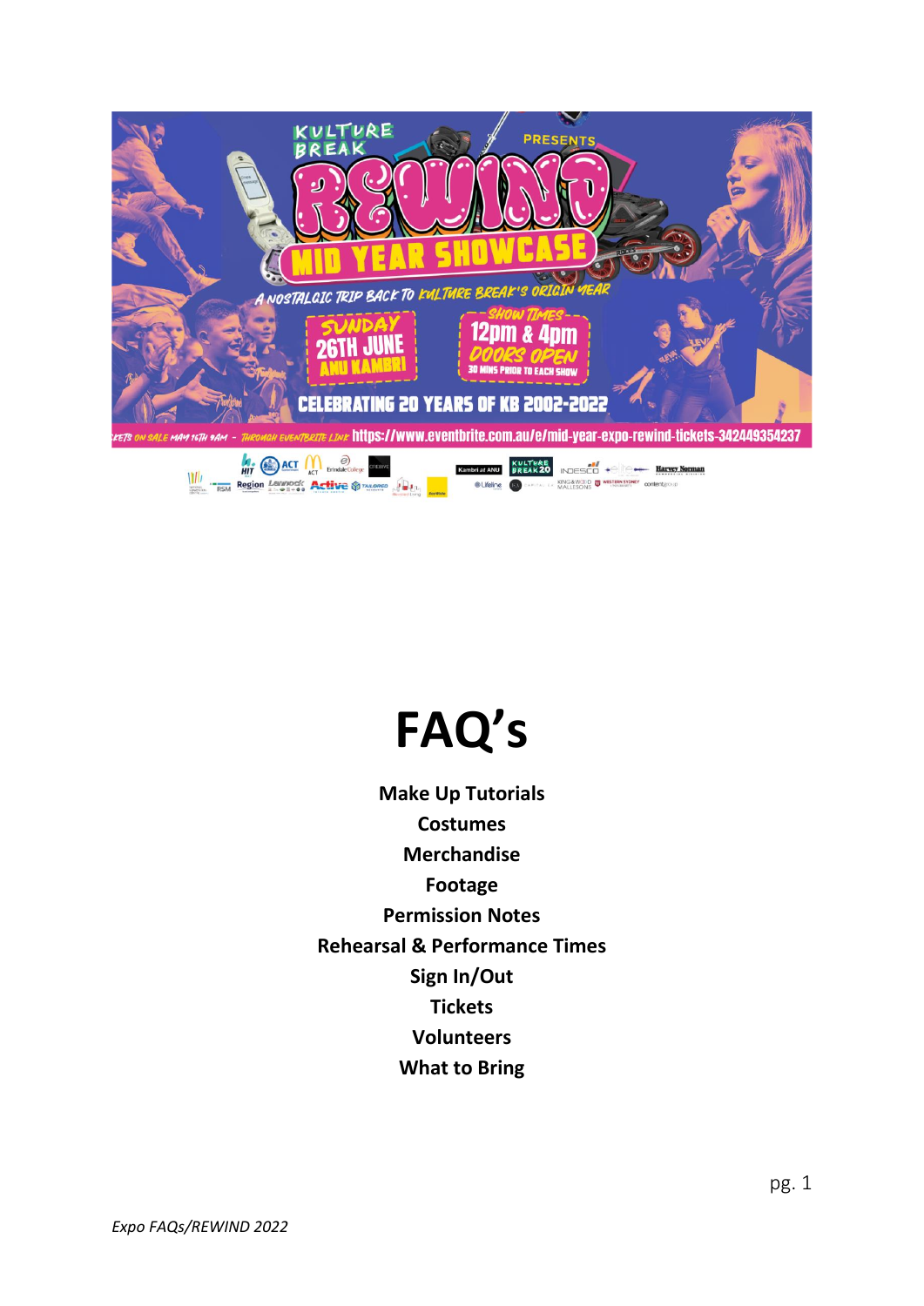KULTURE BREAK PRESENTS

REWIND

MID YEAR SHOWCASE

A NOSTALGIC TRIP BACK TO KULTURE BREAK'S ORIGIN YEAR

SUNDAY 26TH JUNE ANU KAMBRI

SHOW TIMES 12pm & 4pm

DOORS OPEN 30 MINS PRIOR TO EACH SHOW

CELEBRATING 20 YEARS OF KB 2002-2022

TICKETS ON SALE MAY 16TH 9AM - THROUGH EVENTBRITE LINK https://www.eventbrite.com.au/e/mid-year-expo-rewind-tickets-342449354237

# FAQ's

**Make Up Tutorials**
**Costumes**
**Merchandise**
**Footage**
**Permission Notes**
**Rehearsal & Performance Times**
**Sign In/Out**
**Tickets**
**Volunteers**
**What to Bring**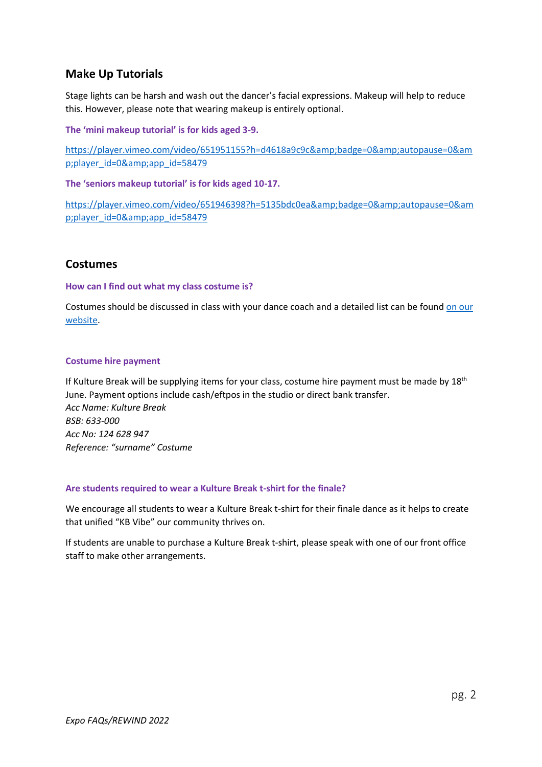## Make Up Tutorials

Stage lights can be harsh and wash out the dancer's facial expressions. Makeup will help to reduce this. However, please note that wearing makeup is entirely optional.

**The 'mini makeup tutorial' is for kids aged 3-9.**

https://player.vimeo.com/video/651951155?h=d4618a9c9c&amp;badge=0&amp;autopause=0&amp;player_id=0&amp;app_id=58479

**The 'seniors makeup tutorial' is for kids aged 10-17.**

https://player.vimeo.com/video/651946398?h=5135bdc0ea&amp;badge=0&amp;autopause=0&amp;player_id=0&amp;app_id=58479

## Costumes

**How can I find out what my class costume is?**

Costumes should be discussed in class with your dance coach and a detailed list can be found on our website.

**Costume hire payment**

If Kulture Break will be supplying items for your class, costume hire payment must be made by 18th June. Payment options include cash/eftpos in the studio or direct bank transfer.
*Acc Name: Kulture Break*
*BSB: 633-000*
*Acc No: 124 628 947*
*Reference: "surname" Costume*

**Are students required to wear a Kulture Break t-shirt for the finale?**

We encourage all students to wear a Kulture Break t-shirt for their finale dance as it helps to create that unified "KB Vibe" our community thrives on.

If students are unable to purchase a Kulture Break t-shirt, please speak with one of our front office staff to make other arrangements.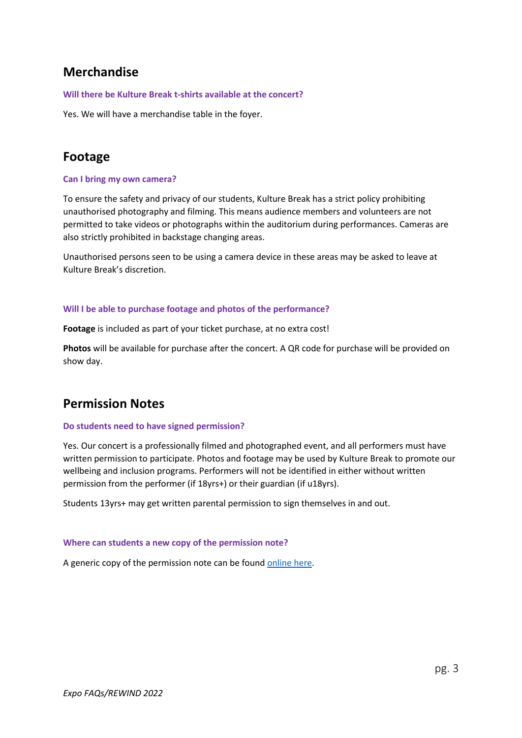## Merchandise

### Will there be Kulture Break t-shirts available at the concert?

Yes. We will have a merchandise table in the foyer.

## Footage

### Can I bring my own camera?

To ensure the safety and privacy of our students, Kulture Break has a strict policy prohibiting unauthorised photography and filming. This means audience members and volunteers are not permitted to take videos or photographs within the auditorium during performances. Cameras are also strictly prohibited in backstage changing areas.

Unauthorised persons seen to be using a camera device in these areas may be asked to leave at Kulture Break's discretion.

### Will I be able to purchase footage and photos of the performance?

**Footage** is included as part of your ticket purchase, at no extra cost!

**Photos** will be available for purchase after the concert. A QR code for purchase will be provided on show day.

## Permission Notes

### Do students need to have signed permission?

Yes. Our concert is a professionally filmed and photographed event, and all performers must have written permission to participate. Photos and footage may be used by Kulture Break to promote our wellbeing and inclusion programs. Performers will not be identified in either without written permission from the performer (if 18yrs+) or their guardian (if u18yrs).

Students 13yrs+ may get written parental permission to sign themselves in and out.

### Where can students a new copy of the permission note?

A generic copy of the permission note can be found online here.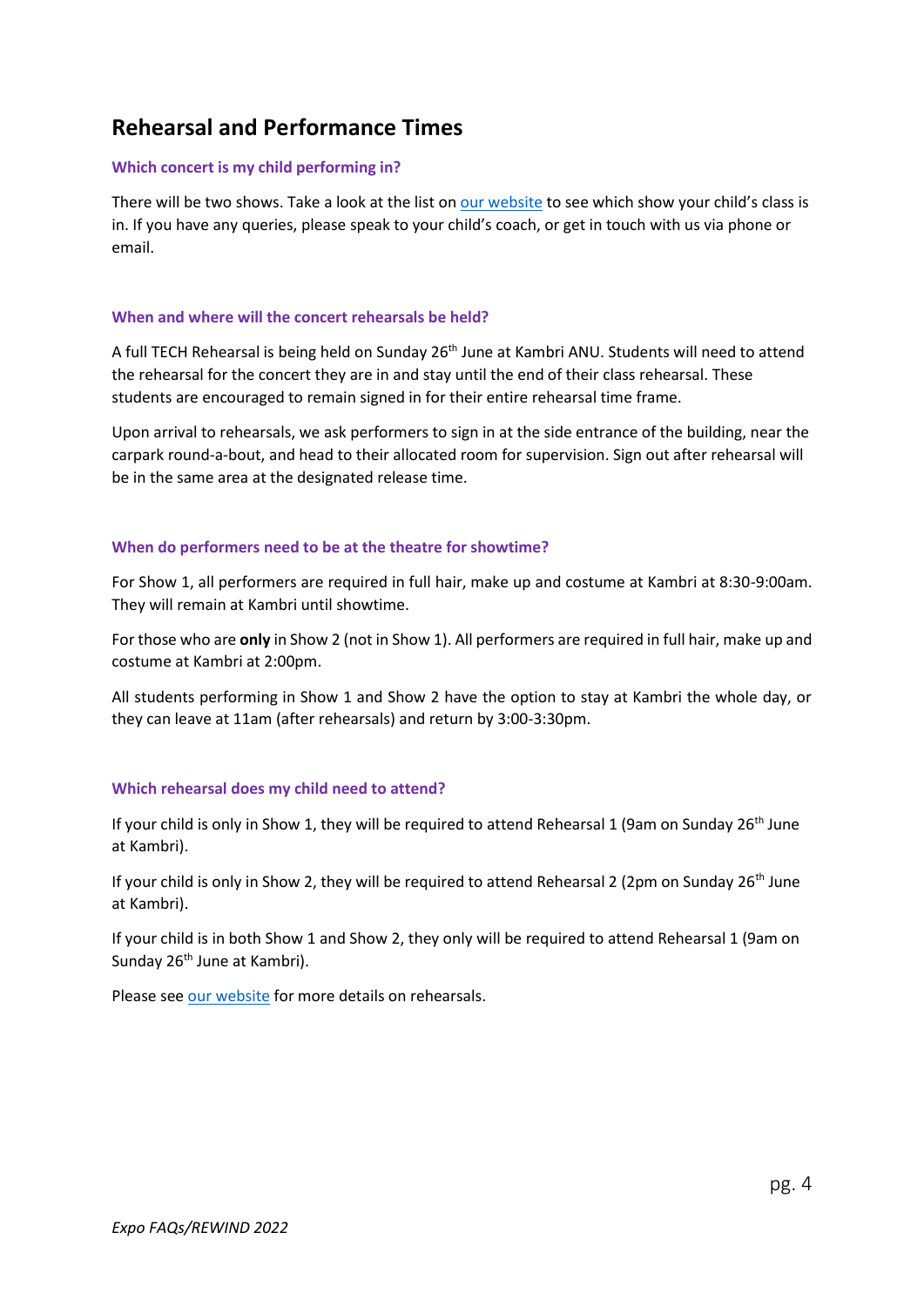## Rehearsal and Performance Times

### Which concert is my child performing in?

There will be two shows. Take a look at the list on [our website](#) to see which show your child's class is in. If you have any queries, please speak to your child's coach, or get in touch with us via phone or email.

### When and where will the concert rehearsals be held?

A full TECH Rehearsal is being held on Sunday 26th June at Kambri ANU. Students will need to attend the rehearsal for the concert they are in and stay until the end of their class rehearsal. These students are encouraged to remain signed in for their entire rehearsal time frame.

Upon arrival to rehearsals, we ask performers to sign in at the side entrance of the building, near the carpark round-a-bout, and head to their allocated room for supervision. Sign out after rehearsal will be in the same area at the designated release time.

### When do performers need to be at the theatre for showtime?

For Show 1, all performers are required in full hair, make up and costume at Kambri at 8:30-9:00am. They will remain at Kambri until showtime.

For those who are **only** in Show 2 (not in Show 1). All performers are required in full hair, make up and costume at Kambri at 2:00pm.

All students performing in Show 1 and Show 2 have the option to stay at Kambri the whole day, or they can leave at 11am (after rehearsals) and return by 3:00-3:30pm.

### Which rehearsal does my child need to attend?

If your child is only in Show 1, they will be required to attend Rehearsal 1 (9am on Sunday 26th June at Kambri).

If your child is only in Show 2, they will be required to attend Rehearsal 2 (2pm on Sunday 26th June at Kambri).

If your child is in both Show 1 and Show 2, they only will be required to attend Rehearsal 1 (9am on Sunday 26th June at Kambri).

Please see [our website](#) for more details on rehearsals.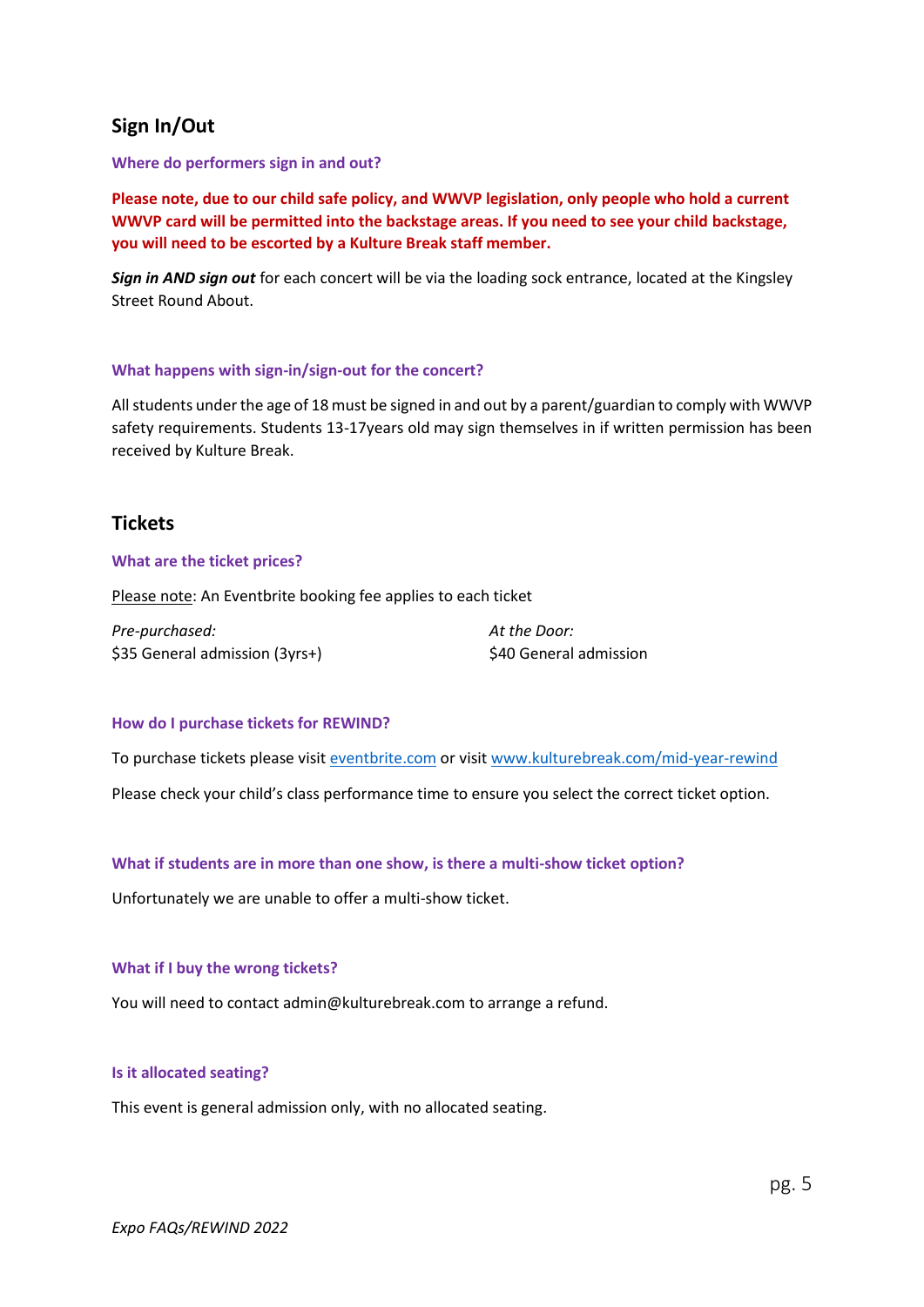## Sign In/Out

### Where do performers sign in and out?

**Please note, due to our child safe policy, and WWVP legislation, only people who hold a current WWVP card will be permitted into the backstage areas. If you need to see your child backstage, you will need to be escorted by a Kulture Break staff member.**

***Sign in AND sign out*** for each concert will be via the loading sock entrance, located at the Kingsley Street Round About.

### What happens with sign-in/sign-out for the concert?

All students under the age of 18 must be signed in and out by a parent/guardian to comply with WWVP safety requirements. Students 13-17years old may sign themselves in if written permission has been received by Kulture Break.

## Tickets

### What are the ticket prices?

Please note: An Eventbrite booking fee applies to each ticket

*Pre-purchased:*
$35 General admission (3yrs+)

*At the Door:*
$40 General admission

### How do I purchase tickets for REWIND?

To purchase tickets please visit [eventbrite.com](eventbrite.com) or visit [www.kulturebreak.com/mid-year-rewind](www.kulturebreak.com/mid-year-rewind)

Please check your child's class performance time to ensure you select the correct ticket option.

### What if students are in more than one show, is there a multi-show ticket option?

Unfortunately we are unable to offer a multi-show ticket.

### What if I buy the wrong tickets?

You will need to contact admin@kulturebreak.com to arrange a refund.

### Is it allocated seating?

This event is general admission only, with no allocated seating.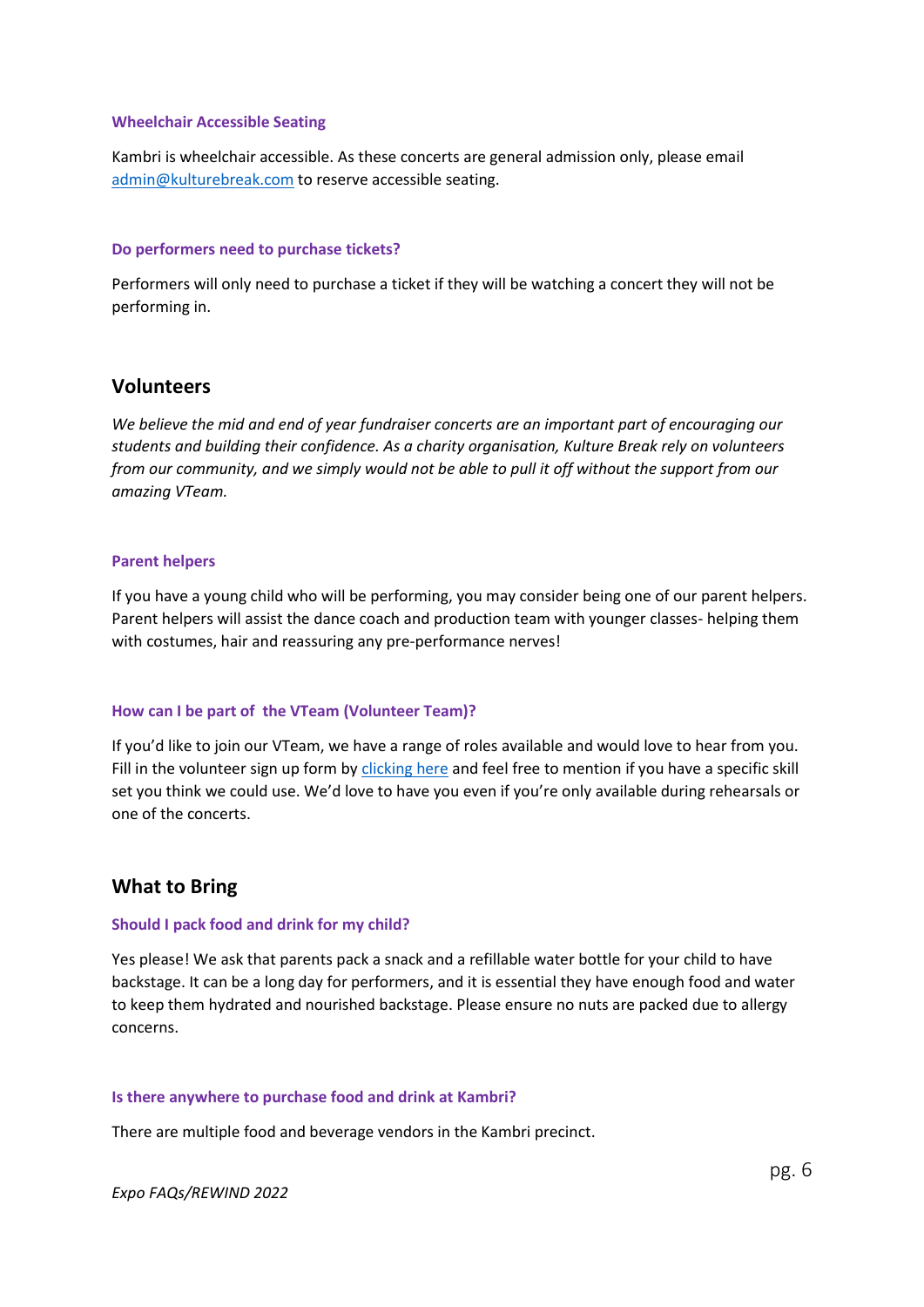### Wheelchair Accessible Seating

Kambri is wheelchair accessible. As these concerts are general admission only, please email [admin@kulturebreak.com](mailto:admin@kulturebreak.com) to reserve accessible seating.

### Do performers need to purchase tickets?

Performers will only need to purchase a ticket if they will be watching a concert they will not be performing in.

## Volunteers

*We believe the mid and end of year fundraiser concerts are an important part of encouraging our students and building their confidence. As a charity organisation, Kulture Break rely on volunteers from our community, and we simply would not be able to pull it off without the support from our amazing VTeam.*

### Parent helpers

If you have a young child who will be performing, you may consider being one of our parent helpers. Parent helpers will assist the dance coach and production team with younger classes- helping them with costumes, hair and reassuring any pre-performance nerves!

### How can I be part of the VTeam (Volunteer Team)?

If you'd like to join our VTeam, we have a range of roles available and would love to hear from you. Fill in the volunteer sign up form by clicking here and feel free to mention if you have a specific skill set you think we could use. We'd love to have you even if you're only available during rehearsals or one of the concerts.

## What to Bring

### Should I pack food and drink for my child?

Yes please! We ask that parents pack a snack and a refillable water bottle for your child to have backstage. It can be a long day for performers, and it is essential they have enough food and water to keep them hydrated and nourished backstage. Please ensure no nuts are packed due to allergy concerns.

### Is there anywhere to purchase food and drink at Kambri?

There are multiple food and beverage vendors in the Kambri precinct.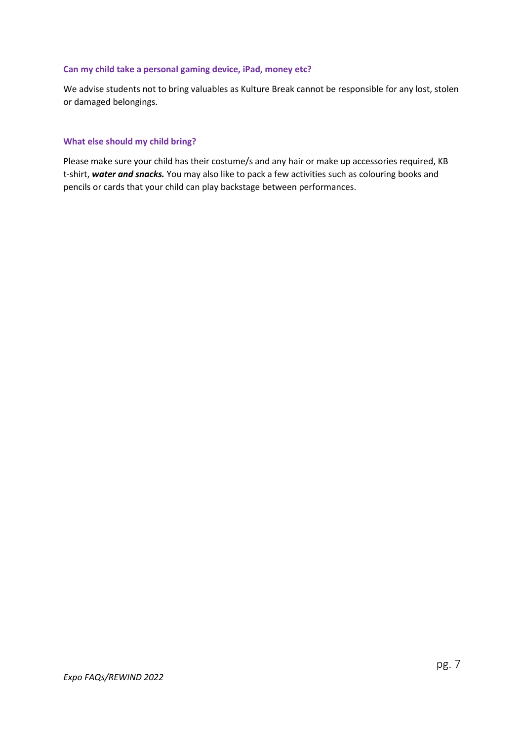### Can my child take a personal gaming device, iPad, money etc?

We advise students not to bring valuables as Kulture Break cannot be responsible for any lost, stolen or damaged belongings.

### What else should my child bring?

Please make sure your child has their costume/s and any hair or make up accessories required, KB t-shirt, ***water and snacks.*** You may also like to pack a few activities such as colouring books and pencils or cards that your child can play backstage between performances.